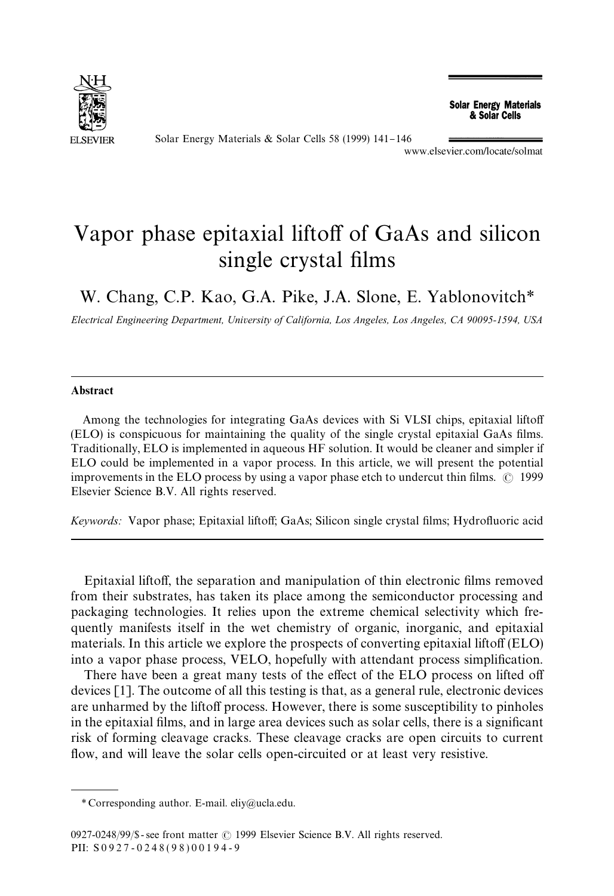# Vapor phase epitaxial liftoff of GaAs and silicon single crystal films

W. Chang, C.P. Kao, G.A. Pike, J.A. Slone, E. Yablonovitch*

*Electrical Engineering Department, University of California, Los Angeles, Los Angeles, CA 90095-1594, USA*

## Abstract

Among the technologies for integrating GaAs devices with Si VLSI chips, epitaxial liftoff (ELO) is conspicuous for maintaining the quality of the single crystal epitaxial GaAs films. Traditionally, ELO is implemented in aqueous HF solution. It would be cleaner and simpler if ELO could be implemented in a vapor process. In this article, we will present the potential improvements in the ELO process by using a vapor phase etch to undercut thin films. © 1999 Elsevier Science B.V. All rights reserved.

*Keywords:* Vapor phase; Epitaxial liftoff; GaAs; Silicon single crystal films; Hydrofluoric acid

Epitaxial liftoff, the separation and manipulation of thin electronic films removed from their substrates, has taken its place among the semiconductor processing and packaging technologies. It relies upon the extreme chemical selectivity which frequently manifests itself in the wet chemistry of organic, inorganic, and epitaxial materials. In this article we explore the prospects of converting epitaxial liftoff (ELO) into a vapor phase process, VELO, hopefully with attendant process simplification.

There have been a great many tests of the effect of the ELO process on lifted off devices [1]. The outcome of all this testing is that, as a general rule, electronic devices are unharmed by the liftoff process. However, there is some susceptibility to pinholes in the epitaxial films, and in large area devices such as solar cells, there is a significant risk of forming cleavage cracks. These cleavage cracks are open circuits to current flow, and will leave the solar cells open-circuited or at least very resistive.

\* Corresponding author. E-mail. eliy@ucla.edu.

0927-0248/99/$ - see front matter © 1999 Elsevier Science B.V. All rights reserved.
PII: S0927-0248(98)00194-9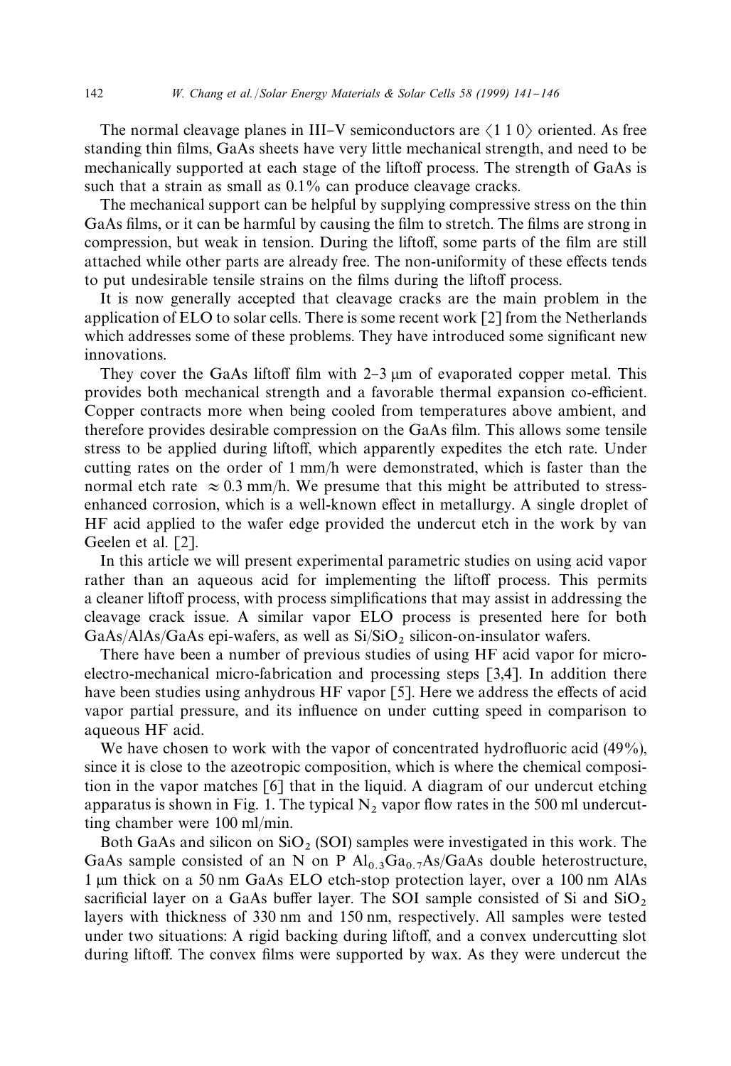The normal cleavage planes in III–V semiconductors are $\langle 1\,1\,0 \rangle$ oriented. As free standing thin films, GaAs sheets have very little mechanical strength, and need to be mechanically supported at each stage of the liftoff process. The strength of GaAs is such that a strain as small as 0.1% can produce cleavage cracks.

The mechanical support can be helpful by supplying compressive stress on the thin GaAs films, or it can be harmful by causing the film to stretch. The films are strong in compression, but weak in tension. During the liftoff, some parts of the film are still attached while other parts are already free. The non-uniformity of these effects tends to put undesirable tensile strains on the films during the liftoff process.

It is now generally accepted that cleavage cracks are the main problem in the application of ELO to solar cells. There is some recent work [2] from the Netherlands which addresses some of these problems. They have introduced some significant new innovations.

They cover the GaAs liftoff film with 2–3 μm of evaporated copper metal. This provides both mechanical strength and a favorable thermal expansion co-efficient. Copper contracts more when being cooled from temperatures above ambient, and therefore provides desirable compression on the GaAs film. This allows some tensile stress to be applied during liftoff, which apparently expedites the etch rate. Under cutting rates on the order of 1 mm/h were demonstrated, which is faster than the normal etch rate $\approx 0.3$ mm/h. We presume that this might be attributed to stress-enhanced corrosion, which is a well-known effect in metallurgy. A single droplet of HF acid applied to the wafer edge provided the undercut etch in the work by van Geelen et al. [2].

In this article we will present experimental parametric studies on using acid vapor rather than an aqueous acid for implementing the liftoff process. This permits a cleaner liftoff process, with process simplifications that may assist in addressing the cleavage crack issue. A similar vapor ELO process is presented here for both GaAs/AlAs/GaAs epi-wafers, as well as $Si/SiO_2$ silicon-on-insulator wafers.

There have been a number of previous studies of using HF acid vapor for micro-electro-mechanical micro-fabrication and processing steps [3,4]. In addition there have been studies using anhydrous HF vapor [5]. Here we address the effects of acid vapor partial pressure, and its influence on under cutting speed in comparison to aqueous HF acid.

We have chosen to work with the vapor of concentrated hydrofluoric acid (49%), since it is close to the azeotropic composition, which is where the chemical composition in the vapor matches [6] that in the liquid. A diagram of our undercut etching apparatus is shown in Fig. 1. The typical $N_2$ vapor flow rates in the 500 ml undercutting chamber were 100 ml/min.

Both GaAs and silicon on $SiO_2$ (SOI) samples were investigated in this work. The GaAs sample consisted of an N on P $Al_{0.3}Ga_{0.7}As$/GaAs double heterostructure, 1 μm thick on a 50 nm GaAs ELO etch-stop protection layer, over a 100 nm AlAs sacrificial layer on a GaAs buffer layer. The SOI sample consisted of Si and $SiO_2$ layers with thickness of 330 nm and 150 nm, respectively. All samples were tested under two situations: A rigid backing during liftoff, and a convex undercutting slot during liftoff. The convex films were supported by wax. As they were undercut the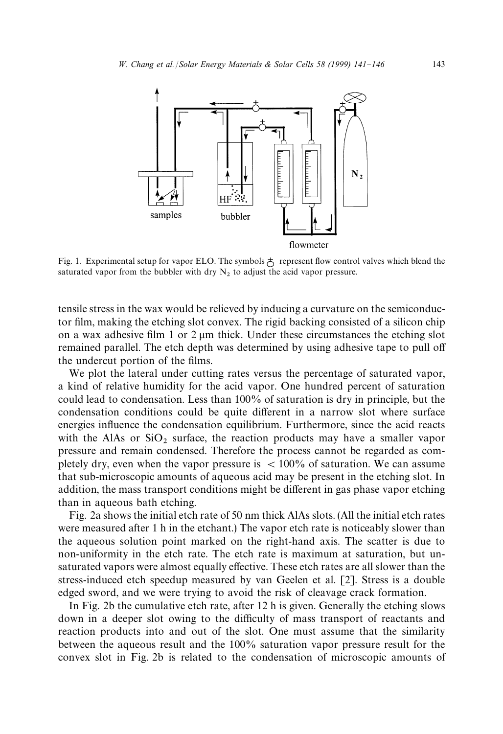Fig. 1. Experimental setup for vapor ELO. The symbols represent flow control valves which blend the saturated vapor from the bubbler with dry $N_2$ to adjust the acid vapor pressure.

tensile stress in the wax would be relieved by inducing a curvature on the semiconductor film, making the etching slot convex. The rigid backing consisted of a silicon chip on a wax adhesive film 1 or 2 μm thick. Under these circumstances the etching slot remained parallel. The etch depth was determined by using adhesive tape to pull off the undercut portion of the films.

We plot the lateral under cutting rates versus the percentage of saturated vapor, a kind of relative humidity for the acid vapor. One hundred percent of saturation could lead to condensation. Less than 100% of saturation is dry in principle, but the condensation conditions could be quite different in a narrow slot where surface energies influence the condensation equilibrium. Furthermore, since the acid reacts with the AlAs or $SiO_2$ surface, the reaction products may have a smaller vapor pressure and remain condensed. Therefore the process cannot be regarded as completely dry, even when the vapor pressure is $< 100\%$ of saturation. We can assume that sub-microscopic amounts of aqueous acid may be present in the etching slot. In addition, the mass transport conditions might be different in gas phase vapor etching than in aqueous bath etching.

Fig. 2a shows the initial etch rate of 50 nm thick AlAs slots. (All the initial etch rates were measured after 1 h in the etchant.) The vapor etch rate is noticeably slower than the aqueous solution point marked on the right-hand axis. The scatter is due to non-uniformity in the etch rate. The etch rate is maximum at saturation, but unsaturated vapors were almost equally effective. These etch rates are all slower than the stress-induced etch speedup measured by van Geelen et al. [2]. Stress is a double edged sword, and we were trying to avoid the risk of cleavage crack formation.

In Fig. 2b the cumulative etch rate, after 12 h is given. Generally the etching slows down in a deeper slot owing to the difficulty of mass transport of reactants and reaction products into and out of the slot. One must assume that the similarity between the aqueous result and the 100% saturation vapor pressure result for the convex slot in Fig. 2b is related to the condensation of microscopic amounts of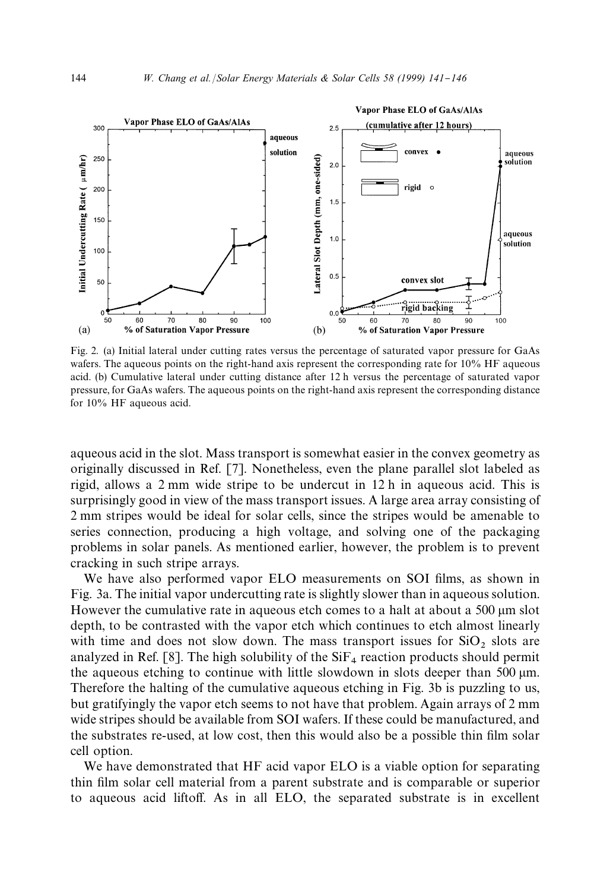Fig. 2. (a) Initial lateral under cutting rates versus the percentage of saturated vapor pressure for GaAs wafers. The aqueous points on the right-hand axis represent the corresponding rate for 10% HF aqueous acid. (b) Cumulative lateral under cutting distance after 12 h versus the percentage of saturated vapor pressure, for GaAs wafers. The aqueous points on the right-hand axis represent the corresponding distance for 10% HF aqueous acid.

aqueous acid in the slot. Mass transport is somewhat easier in the convex geometry as originally discussed in Ref. [7]. Nonetheless, even the plane parallel slot labeled as rigid, allows a 2 mm wide stripe to be undercut in 12 h in aqueous acid. This is surprisingly good in view of the mass transport issues. A large area array consisting of 2 mm stripes would be ideal for solar cells, since the stripes would be amenable to series connection, producing a high voltage, and solving one of the packaging problems in solar panels. As mentioned earlier, however, the problem is to prevent cracking in such stripe arrays.

We have also performed vapor ELO measurements on SOI films, as shown in Fig. 3a. The initial vapor undercutting rate is slightly slower than in aqueous solution. However the cumulative rate in aqueous etch comes to a halt at about a 500 μm slot depth, to be contrasted with the vapor etch which continues to etch almost linearly with time and does not slow down. The mass transport issues for $SiO_2$ slots are analyzed in Ref. [8]. The high solubility of the $SiF_4$ reaction products should permit the aqueous etching to continue with little slowdown in slots deeper than 500 μm. Therefore the halting of the cumulative aqueous etching in Fig. 3b is puzzling to us, but gratifyingly the vapor etch seems to not have that problem. Again arrays of 2 mm wide stripes should be available from SOI wafers. If these could be manufactured, and the substrates re-used, at low cost, then this would also be a possible thin film solar cell option.

We have demonstrated that HF acid vapor ELO is a viable option for separating thin film solar cell material from a parent substrate and is comparable or superior to aqueous acid liftoff. As in all ELO, the separated substrate is in excellent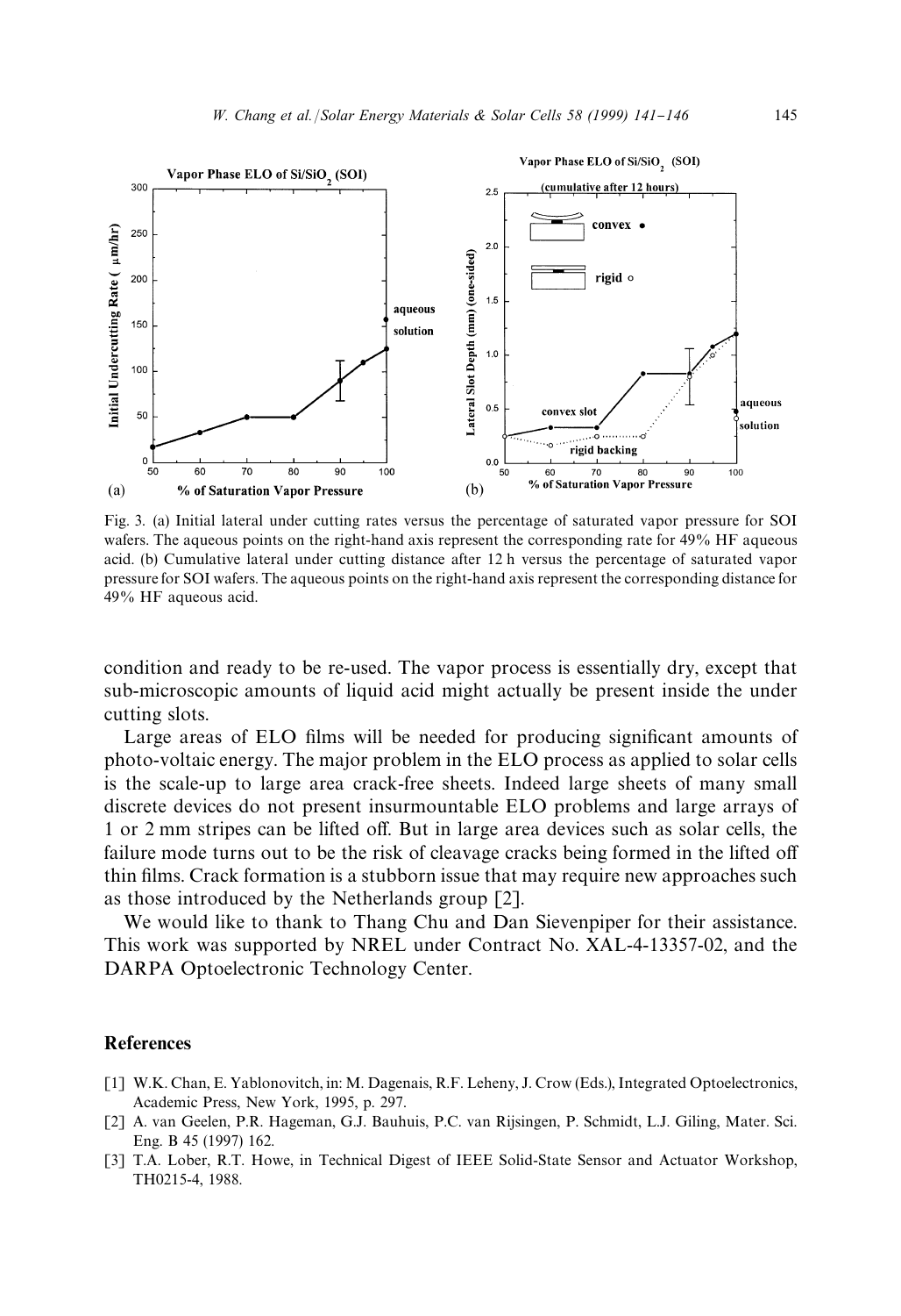Fig. 3. (a) Initial lateral under cutting rates versus the percentage of saturated vapor pressure for SOI wafers. The aqueous points on the right-hand axis represent the corresponding rate for 49% HF aqueous acid. (b) Cumulative lateral under cutting distance after 12 h versus the percentage of saturated vapor pressure for SOI wafers. The aqueous points on the right-hand axis represent the corresponding distance for 49% HF aqueous acid.

condition and ready to be re-used. The vapor process is essentially dry, except that sub-microscopic amounts of liquid acid might actually be present inside the under cutting slots.

Large areas of ELO films will be needed for producing significant amounts of photo-voltaic energy. The major problem in the ELO process as applied to solar cells is the scale-up to large area crack-free sheets. Indeed large sheets of many small discrete devices do not present insurmountable ELO problems and large arrays of 1 or 2 mm stripes can be lifted off. But in large area devices such as solar cells, the failure mode turns out to be the risk of cleavage cracks being formed in the lifted off thin films. Crack formation is a stubborn issue that may require new approaches such as those introduced by the Netherlands group [2].

We would like to thank to Thang Chu and Dan Sievenpiper for their assistance. This work was supported by NREL under Contract No. XAL-4-13357-02, and the DARPA Optoelectronic Technology Center.

## References

[1] W.K. Chan, E. Yablonovitch, in: M. Dagenais, R.F. Leheny, J. Crow (Eds.), Integrated Optoelectronics, Academic Press, New York, 1995, p. 297.

[2] A. van Geelen, P.R. Hageman, G.J. Bauhuis, P.C. van Rijsingen, P. Schmidt, L.J. Giling, Mater. Sci. Eng. B 45 (1997) 162.

[3] T.A. Lober, R.T. Howe, in Technical Digest of IEEE Solid-State Sensor and Actuator Workshop, TH0215-4, 1988.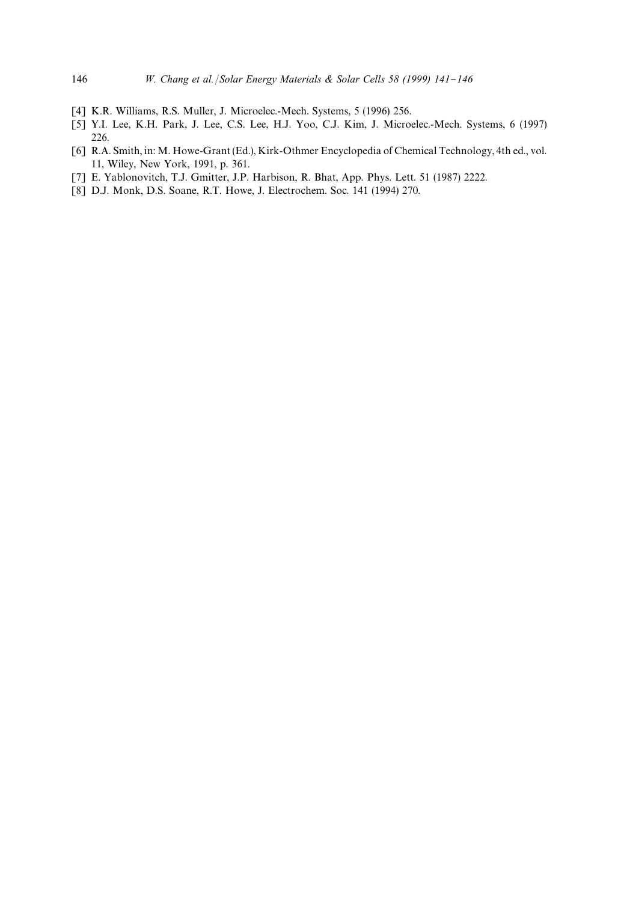[4] K.R. Williams, R.S. Muller, J. Microelec.-Mech. Systems, 5 (1996) 256.

[5] Y.I. Lee, K.H. Park, J. Lee, C.S. Lee, H.J. Yoo, C.J. Kim, J. Microelec.-Mech. Systems, 6 (1997) 226.

[6] R.A. Smith, in: M. Howe-Grant (Ed.), Kirk-Othmer Encyclopedia of Chemical Technology, 4th ed., vol. 11, Wiley, New York, 1991, p. 361.

[7] E. Yablonovitch, T.J. Gmitter, J.P. Harbison, R. Bhat, App. Phys. Lett. 51 (1987) 2222.

[8] D.J. Monk, D.S. Soane, R.T. Howe, J. Electrochem. Soc. 141 (1994) 270.